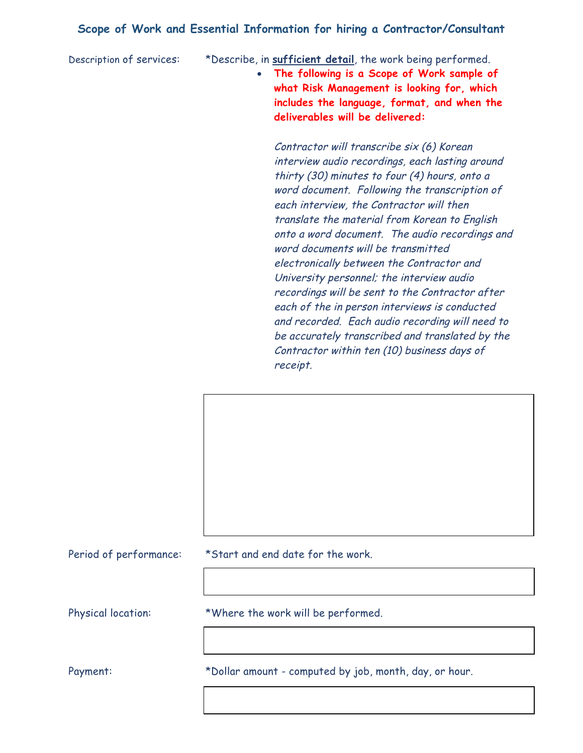## Scope of Work and Essential Information for hiring a Contractor/Consultant

Description of services: *Describe, in **sufficient detail**, the work being performed.

- **The following is a Scope of Work sample of what Risk Management is looking for, which includes the language, format, and when the deliverables will be delivered:**

*Contractor will transcribe six (6) Korean interview audio recordings, each lasting around thirty (30) minutes to four (4) hours, onto a word document. Following the transcription of each interview, the Contractor will then translate the material from Korean to English onto a word document. The audio recordings and word documents will be transmitted electronically between the Contractor and University personnel; the interview audio recordings will be sent to the Contractor after each of the in person interviews is conducted and recorded. Each audio recording will need to be accurately transcribed and translated by the Contractor within ten (10) business days of receipt.*

Period of performance: *Start and end date for the work.

Physical location: *Where the work will be performed.

Payment: *Dollar amount - computed by job, month, day, or hour.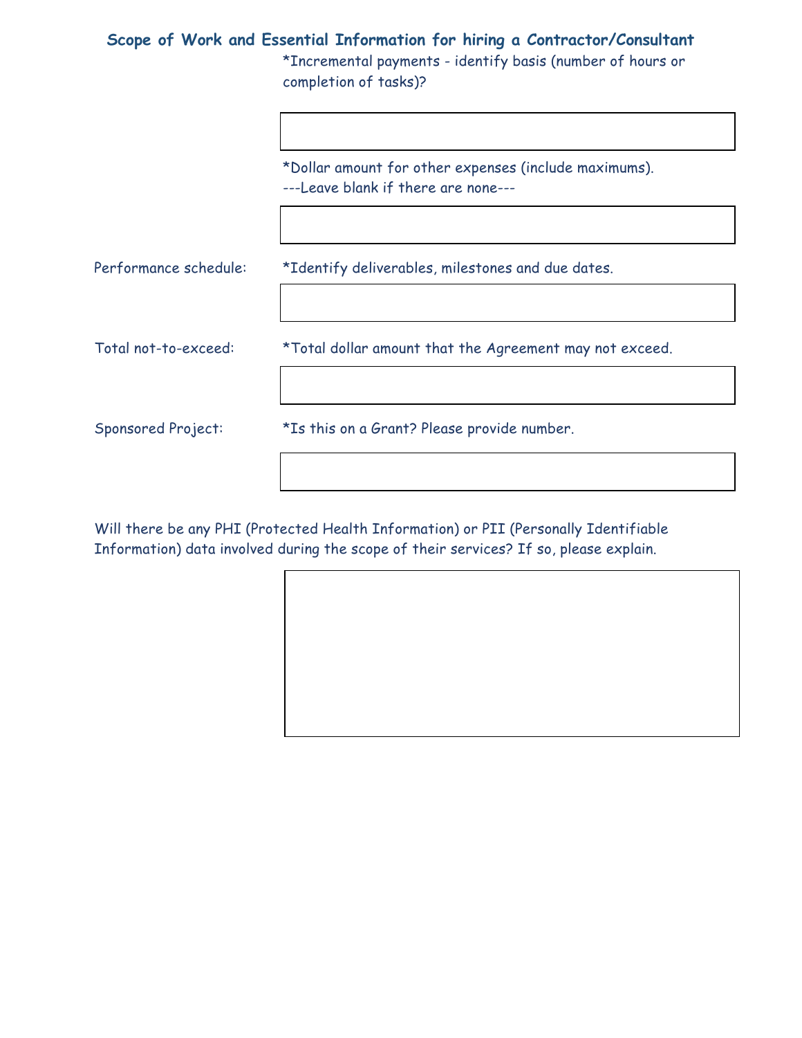## Scope of Work and Essential Information for hiring a Contractor/Consultant

*Incremental payments - identify basis (number of hours or completion of tasks)?

*Dollar amount for other expenses (include maximums).
---Leave blank if there are none---

Performance schedule: *Identify deliverables, milestones and due dates.

Total not-to-exceed: *Total dollar amount that the Agreement may not exceed.

Sponsored Project: *Is this on a Grant? Please provide number.

Will there be any PHI (Protected Health Information) or PII (Personally Identifiable Information) data involved during the scope of their services? If so, please explain.